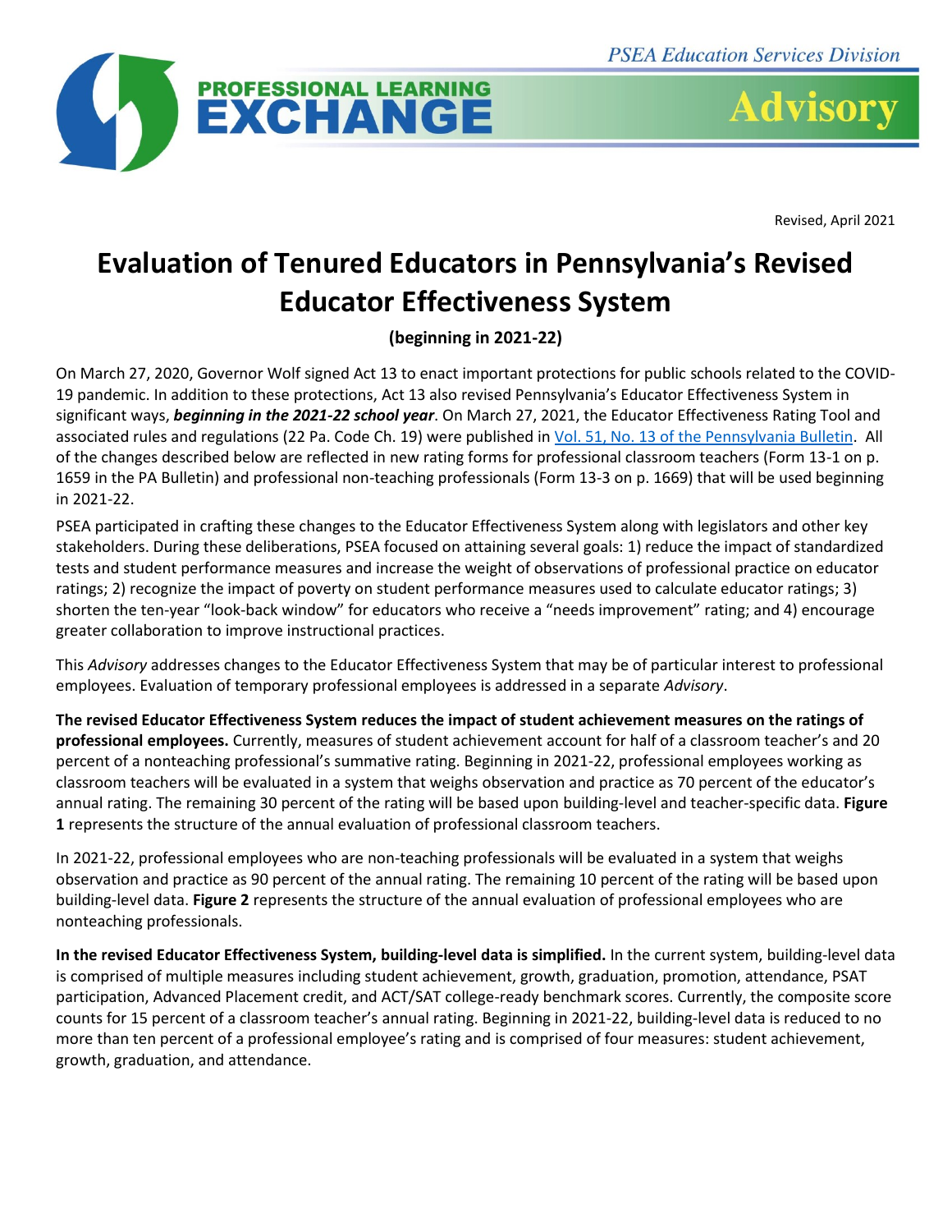PSEA Education Services Division

PROFESSIONAL LEARNING EXCHANGE

Advisory

Revised, April 2021

# Evaluation of Tenured Educators in Pennsylvania's Revised Educator Effectiveness System

**(beginning in 2021-22)**

On March 27, 2020, Governor Wolf signed Act 13 to enact important protections for public schools related to the COVID-19 pandemic. In addition to these protections, Act 13 also revised Pennsylvania's Educator Effectiveness System in significant ways, ***beginning in the 2021-22 school year***. On March 27, 2021, the Educator Effectiveness Rating Tool and associated rules and regulations (22 Pa. Code Ch. 19) were published in Vol. 51, No. 13 of the Pennsylvania Bulletin. All of the changes described below are reflected in new rating forms for professional classroom teachers (Form 13-1 on p. 1659 in the PA Bulletin) and professional non-teaching professionals (Form 13-3 on p. 1669) that will be used beginning in 2021-22.

PSEA participated in crafting these changes to the Educator Effectiveness System along with legislators and other key stakeholders. During these deliberations, PSEA focused on attaining several goals: 1) reduce the impact of standardized tests and student performance measures and increase the weight of observations of professional practice on educator ratings; 2) recognize the impact of poverty on student performance measures used to calculate educator ratings; 3) shorten the ten-year "look-back window" for educators who receive a "needs improvement" rating; and 4) encourage greater collaboration to improve instructional practices.

This *Advisory* addresses changes to the Educator Effectiveness System that may be of particular interest to professional employees. Evaluation of temporary professional employees is addressed in a separate *Advisory*.

**The revised Educator Effectiveness System reduces the impact of student achievement measures on the ratings of professional employees.** Currently, measures of student achievement account for half of a classroom teacher's and 20 percent of a nonteaching professional's summative rating. Beginning in 2021-22, professional employees working as classroom teachers will be evaluated in a system that weighs observation and practice as 70 percent of the educator's annual rating. The remaining 30 percent of the rating will be based upon building-level and teacher-specific data. **Figure 1** represents the structure of the annual evaluation of professional classroom teachers.

In 2021-22, professional employees who are non-teaching professionals will be evaluated in a system that weighs observation and practice as 90 percent of the annual rating. The remaining 10 percent of the rating will be based upon building-level data. **Figure 2** represents the structure of the annual evaluation of professional employees who are nonteaching professionals.

**In the revised Educator Effectiveness System, building-level data is simplified.** In the current system, building-level data is comprised of multiple measures including student achievement, growth, graduation, promotion, attendance, PSAT participation, Advanced Placement credit, and ACT/SAT college-ready benchmark scores. Currently, the composite score counts for 15 percent of a classroom teacher's annual rating. Beginning in 2021-22, building-level data is reduced to no more than ten percent of a professional employee's rating and is comprised of four measures: student achievement, growth, graduation, and attendance.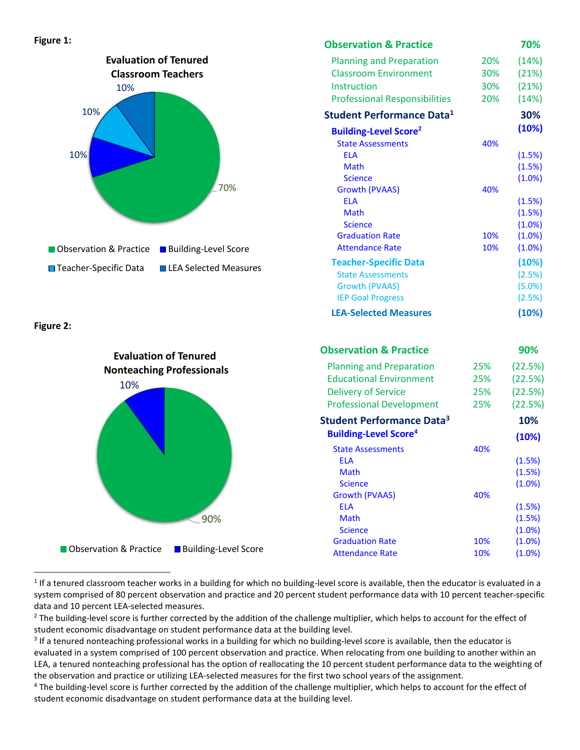**Figure 1:**

**Evaluation of Tenured Classroom Teachers**

- Observation & Practice: 70%
- Building-Level Score: 10%
- Teacher-Specific Data: 10%
- LEA Selected Measures: 10%

| | | |
|---|---|---|
| **Observation & Practice** | | **70%** |
| Planning and Preparation | 20% | (14%) |
| Classroom Environment | 30% | (21%) |
| Instruction | 30% | (21%) |
| Professional Responsibilities | 20% | (14%) |
| **Student Performance Data**[1] | | **30%** |
| **Building-Level Score**[2] | | **(10%)** |
| State Assessments | 40% | |
| ELA | | (1.5%) |
| Math | | (1.5%) |
| Science | | (1.0%) |
| Growth (PVAAS) | 40% | |
| ELA | | (1.5%) |
| Math | | (1.5%) |
| Science | | (1.0%) |
| Graduation Rate | 10% | (1.0%) |
| Attendance Rate | 10% | (1.0%) |
| **Teacher-Specific Data** | | **(10%)** |
| State Assessments | | (2.5%) |
| Growth (PVAAS) | | (5.0%) |
| IEP Goal Progress | | (2.5%) |
| **LEA-Selected Measures** | | **(10%)** |

**Figure 2:**

**Evaluation of Tenured Nonteaching Professionals**

- Observation & Practice: 90%
- Building-Level Score: 10%

| | | |
|---|---|---|
| **Observation & Practice** | | **90%** |
| Planning and Preparation | 25% | (22.5%) |
| Educational Environment | 25% | (22.5%) |
| Delivery of Service | 25% | (22.5%) |
| Professional Development | 25% | (22.5%) |
| **Student Performance Data**[3] | | **10%** |
| **Building-Level Score**[4] | | **(10%)** |
| State Assessments | 40% | |
| ELA | | (1.5%) |
| Math | | (1.5%) |
| Science | | (1.0%) |
| Growth (PVAAS) | 40% | |
| ELA | | (1.5%) |
| Math | | (1.5%) |
| Science | | (1.0%) |
| Graduation Rate | 10% | (1.0%) |
| Attendance Rate | 10% | (1.0%) |

---

[1] If a tenured classroom teacher works in a building for which no building-level score is available, then the educator is evaluated in a system comprised of 80 percent observation and practice and 20 percent student performance data with 10 percent teacher-specific data and 10 percent LEA-selected measures.

[2] The building-level score is further corrected by the addition of the challenge multiplier, which helps to account for the effect of student economic disadvantage on student performance data at the building level.

[3] If a tenured nonteaching professional works in a building for which no building-level score is available, then the educator is evaluated in a system comprised of 100 percent observation and practice. When relocating from one building to another within an LEA, a tenured nonteaching professional has the option of reallocating the 10 percent student performance data to the weighting of the observation and practice or utilizing LEA-selected measures for the first two school years of the assignment.

[4] The building-level score is further corrected by the addition of the challenge multiplier, which helps to account for the effect of student economic disadvantage on student performance data at the building level.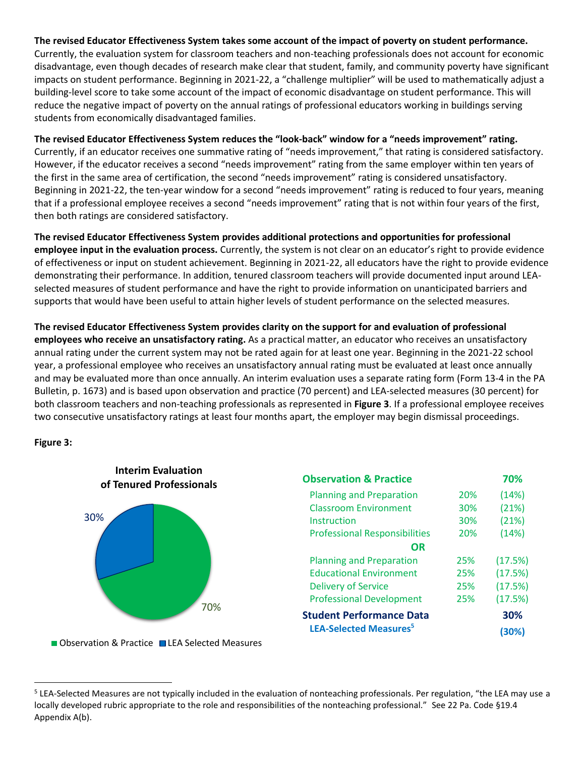**The revised Educator Effectiveness System takes some account of the impact of poverty on student performance.** Currently, the evaluation system for classroom teachers and non-teaching professionals does not account for economic disadvantage, even though decades of research make clear that student, family, and community poverty have significant impacts on student performance. Beginning in 2021-22, a "challenge multiplier" will be used to mathematically adjust a building-level score to take some account of the impact of economic disadvantage on student performance. This will reduce the negative impact of poverty on the annual ratings of professional educators working in buildings serving students from economically disadvantaged families.

**The revised Educator Effectiveness System reduces the "look-back" window for a "needs improvement" rating.** Currently, if an educator receives one summative rating of "needs improvement," that rating is considered satisfactory. However, if the educator receives a second "needs improvement" rating from the same employer within ten years of the first in the same area of certification, the second "needs improvement" rating is considered unsatisfactory. Beginning in 2021-22, the ten-year window for a second "needs improvement" rating is reduced to four years, meaning that if a professional employee receives a second "needs improvement" rating that is not within four years of the first, then both ratings are considered satisfactory.

**The revised Educator Effectiveness System provides additional protections and opportunities for professional employee input in the evaluation process.** Currently, the system is not clear on an educator's right to provide evidence of effectiveness or input on student achievement. Beginning in 2021-22, all educators have the right to provide evidence demonstrating their performance. In addition, tenured classroom teachers will provide documented input around LEA-selected measures of student performance and have the right to provide information on unanticipated barriers and supports that would have been useful to attain higher levels of student performance on the selected measures.

**The revised Educator Effectiveness System provides clarity on the support for and evaluation of professional employees who receive an unsatisfactory rating.** As a practical matter, an educator who receives an unsatisfactory annual rating under the current system may not be rated again for at least one year. Beginning in the 2021-22 school year, a professional employee who receives an unsatisfactory annual rating must be evaluated at least once annually and may be evaluated more than once annually. An interim evaluation uses a separate rating form (Form 13-4 in the PA Bulletin, p. 1673) and is based upon observation and practice (70 percent) and LEA-selected measures (30 percent) for both classroom teachers and non-teaching professionals as represented in **Figure 3**. If a professional employee receives two consecutive unsatisfactory ratings at least four months apart, the employer may begin dismissal proceedings.

**Figure 3:**

**Interim Evaluation of Tenured Professionals**

30% — LEA Selected Measures
70% — Observation & Practice

| | | |
|---|---|---|
| **Observation & Practice** | | **70%** |
| Planning and Preparation | 20% | (14%) |
| Classroom Environment | 30% | (21%) |
| Instruction | 30% | (21%) |
| Professional Responsibilities | 20% | (14%) |
| **OR** | | |
| Planning and Preparation | 25% | (17.5%) |
| Educational Environment | 25% | (17.5%) |
| Delivery of Service | 25% | (17.5%) |
| Professional Development | 25% | (17.5%) |
| **Student Performance Data** | | **30%** |
| **LEA-Selected Measures**[5] | | **(30%)** |

[5] LEA-Selected Measures are not typically included in the evaluation of nonteaching professionals. Per regulation, "the LEA may use a locally developed rubric appropriate to the role and responsibilities of the nonteaching professional." See 22 Pa. Code §19.4 Appendix A(b).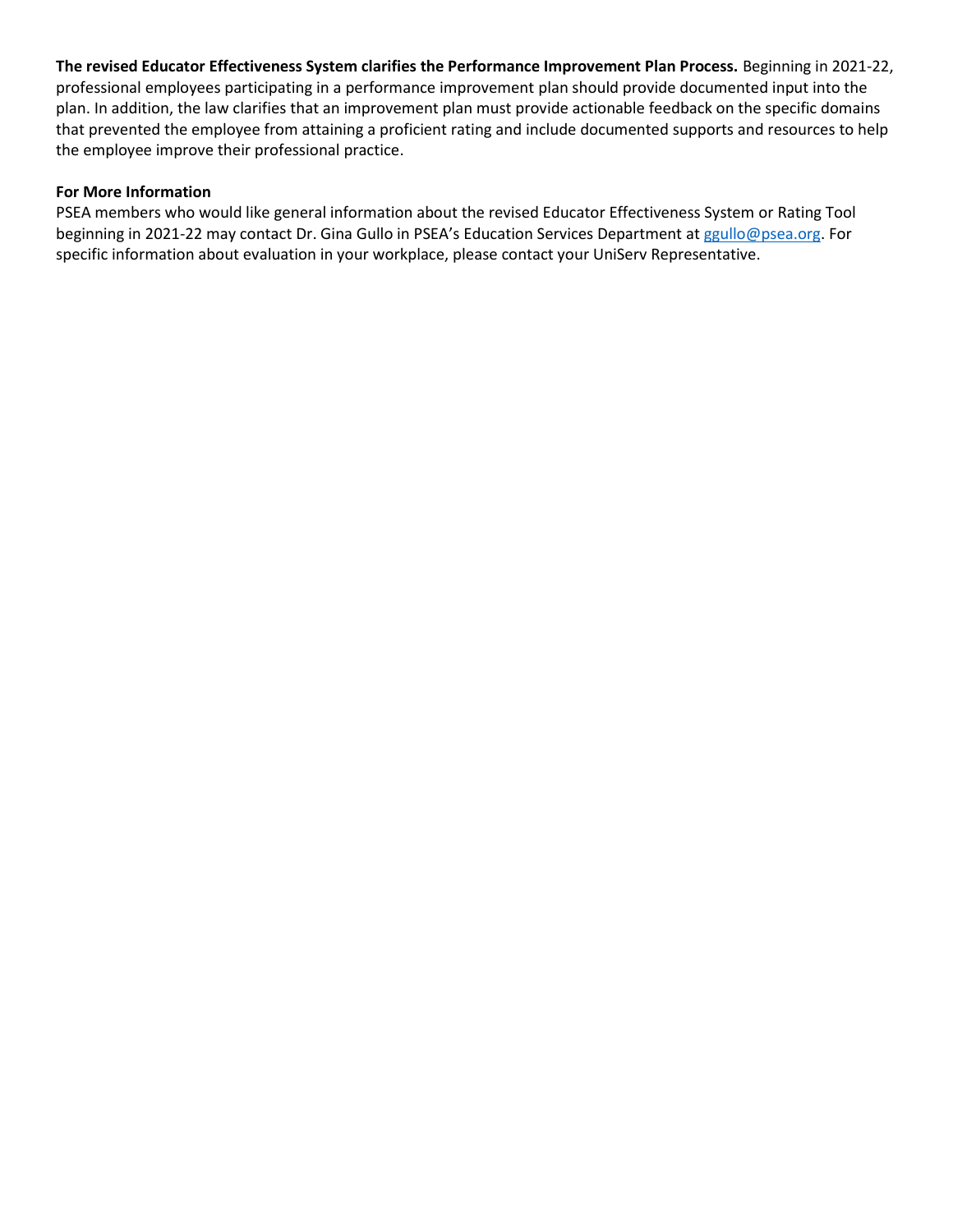**The revised Educator Effectiveness System clarifies the Performance Improvement Plan Process.** Beginning in 2021-22, professional employees participating in a performance improvement plan should provide documented input into the plan. In addition, the law clarifies that an improvement plan must provide actionable feedback on the specific domains that prevented the employee from attaining a proficient rating and include documented supports and resources to help the employee improve their professional practice.

**For More Information**

PSEA members who would like general information about the revised Educator Effectiveness System or Rating Tool beginning in 2021-22 may contact Dr. Gina Gullo in PSEA's Education Services Department at ggullo@psea.org. For specific information about evaluation in your workplace, please contact your UniServ Representative.